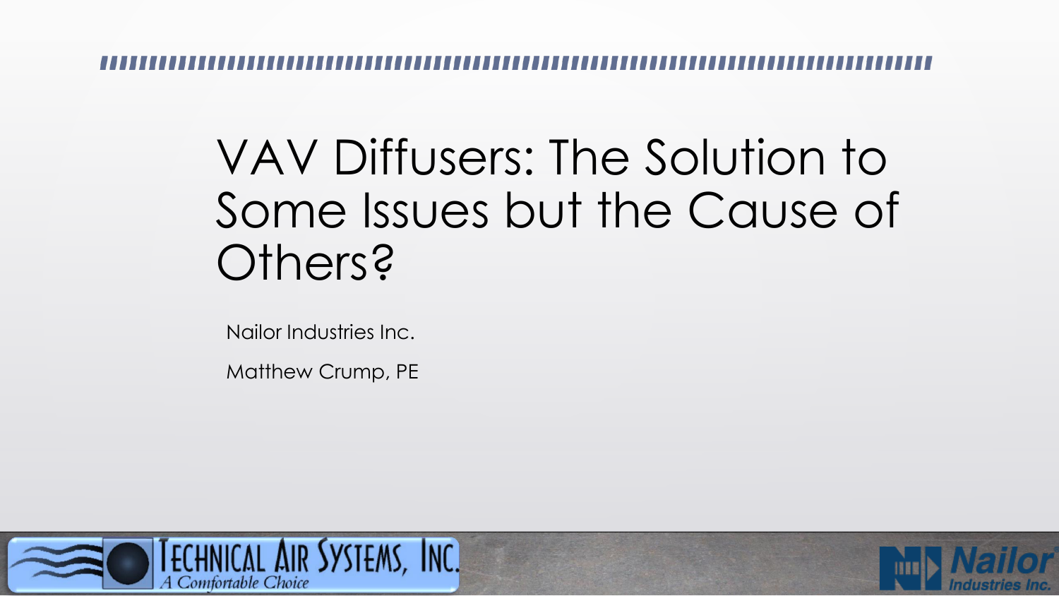# VAV Diffusers: The Solution to Some Issues but the Cause of Others?

Nailor Industries Inc.

Matthew Crump, PE

TECHNICAL AIR SYSTEMS, INC.
A Comfortable Choice

Nailor Industries Inc.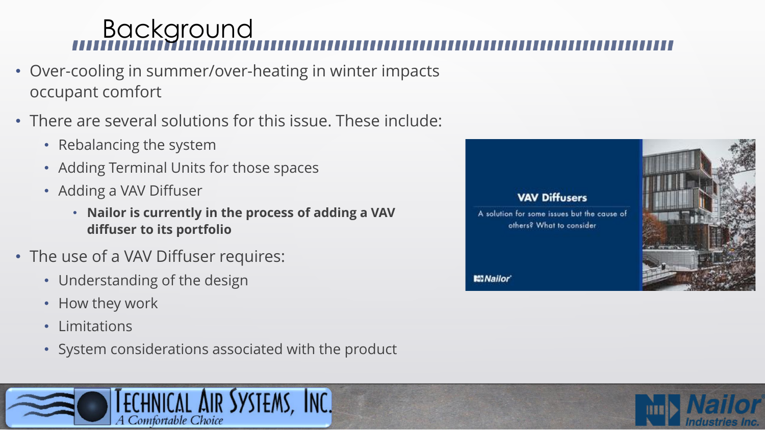# Background

- Over-cooling in summer/over-heating in winter impacts occupant comfort
- There are several solutions for this issue. These include:
  - Rebalancing the system
  - Adding Terminal Units for those spaces
  - Adding a VAV Diffuser
    - **Nailor is currently in the process of adding a VAV diffuser to its portfolio**
- The use of a VAV Diffuser requires:
  - Understanding of the design
  - How they work
  - Limitations
  - System considerations associated with the product

**VAV Diffusers**

A solution for some issues but the cause of others? What to consider

Nailor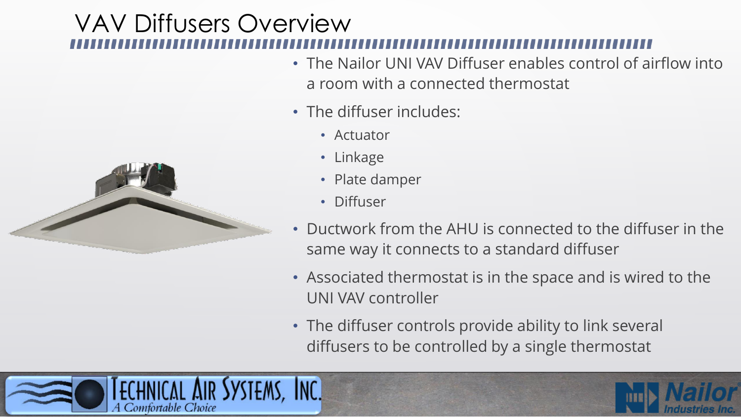# VAV Diffusers Overview

- The Nailor UNI VAV Diffuser enables control of airflow into a room with a connected thermostat
- The diffuser includes:
  - Actuator
  - Linkage
  - Plate damper
  - Diffuser
- Ductwork from the AHU is connected to the diffuser in the same way it connects to a standard diffuser
- Associated thermostat is in the space and is wired to the UNI VAV controller
- The diffuser controls provide ability to link several diffusers to be controlled by a single thermostat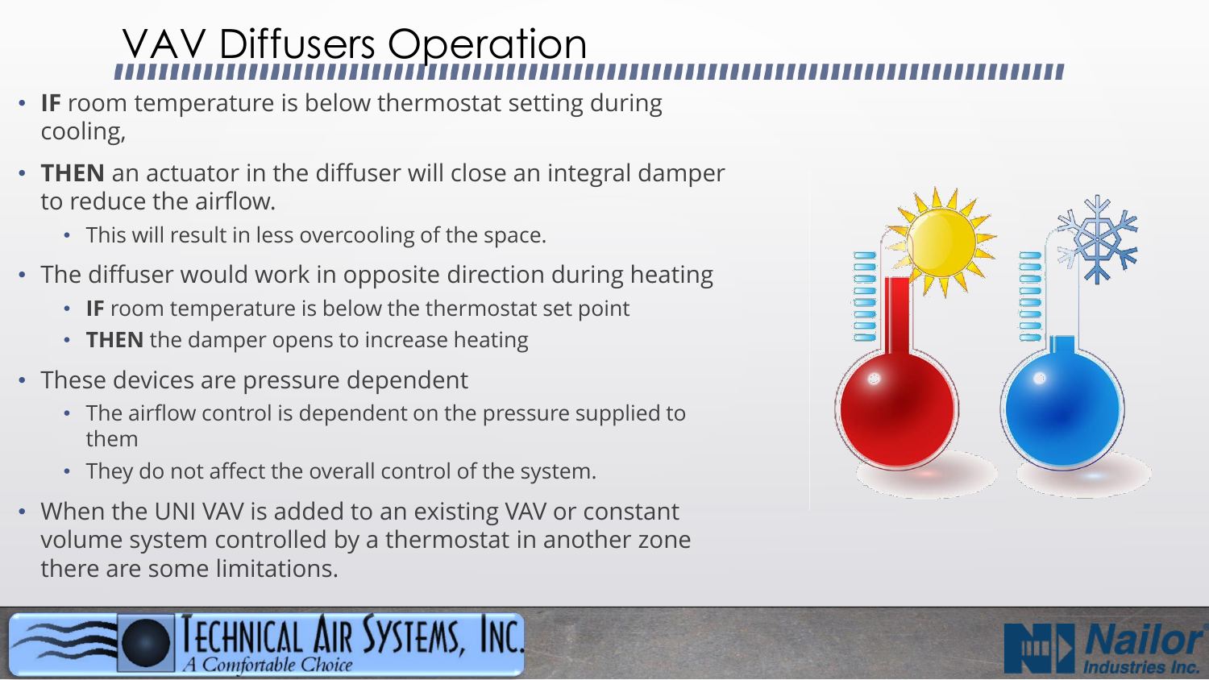# VAV Diffusers Operation

- **IF** room temperature is below thermostat setting during cooling,
- **THEN** an actuator in the diffuser will close an integral damper to reduce the airflow.
  - This will result in less overcooling of the space.
- The diffuser would work in opposite direction during heating
  - **IF** room temperature is below the thermostat set point
  - **THEN** the damper opens to increase heating
- These devices are pressure dependent
  - The airflow control is dependent on the pressure supplied to them
  - They do not affect the overall control of the system.
- When the UNI VAV is added to an existing VAV or constant volume system controlled by a thermostat in another zone there are some limitations.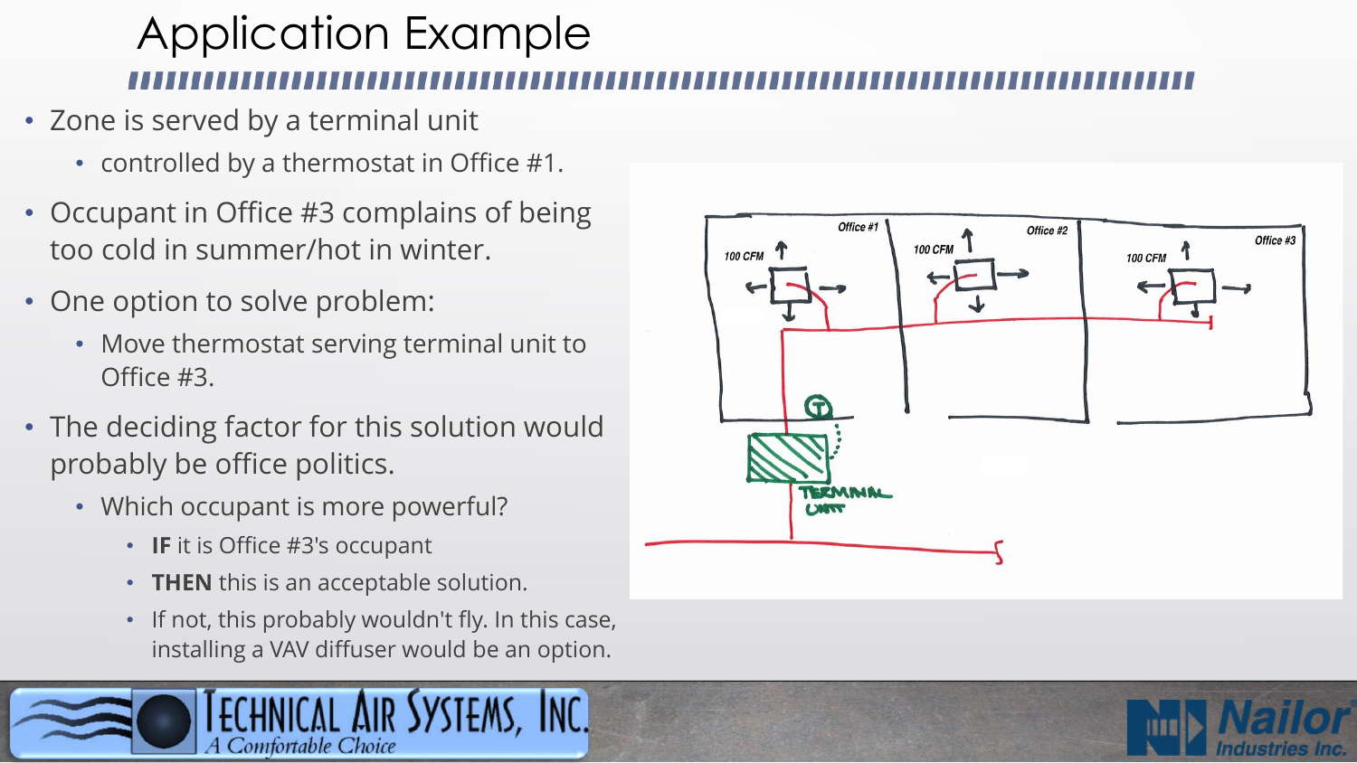# Application Example

- Zone is served by a terminal unit
  - controlled by a thermostat in Office #1.
- Occupant in Office #3 complains of being too cold in summer/hot in winter.
- One option to solve problem:
  - Move thermostat serving terminal unit to Office #3.
- The deciding factor for this solution would probably be office politics.
  - Which occupant is more powerful?
    - **IF** it is Office #3's occupant
    - **THEN** this is an acceptable solution.
    - If not, this probably wouldn't fly. In this case, installing a VAV diffuser would be an option.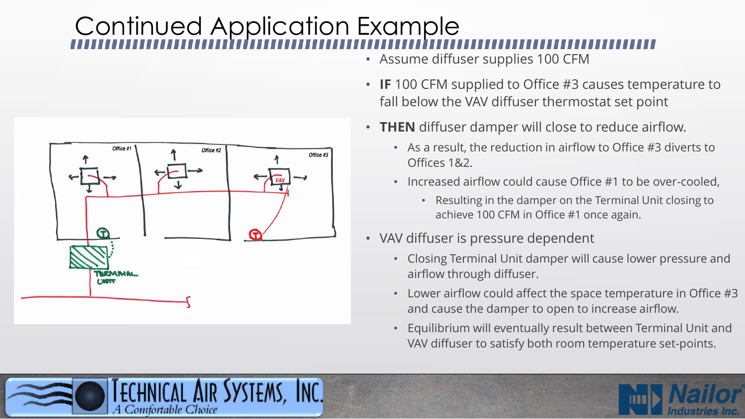# Continued Application Example

- Assume diffuser supplies 100 CFM
- **IF** 100 CFM supplied to Office #3 causes temperature to fall below the VAV diffuser thermostat set point
- **THEN** diffuser damper will close to reduce airflow.
  - As a result, the reduction in airflow to Office #3 diverts to Offices 1&2.
  - Increased airflow could cause Office #1 to be over-cooled,
    - Resulting in the damper on the Terminal Unit closing to achieve 100 CFM in Office #1 once again.
- VAV diffuser is pressure dependent
  - Closing Terminal Unit damper will cause lower pressure and airflow through diffuser.
  - Lower airflow could affect the space temperature in Office #3 and cause the damper to open to increase airflow.
  - Equilibrium will eventually result between Terminal Unit and VAV diffuser to satisfy both room temperature set-points.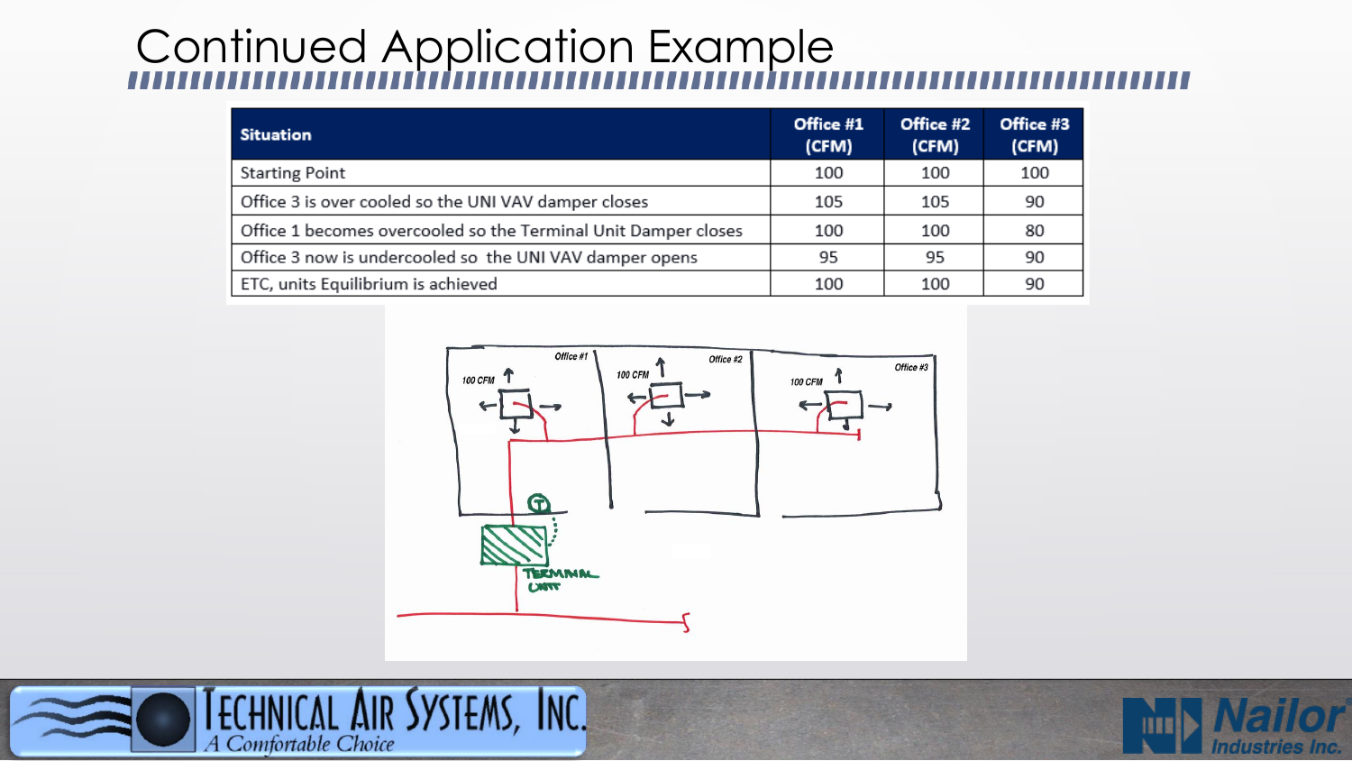# Continued Application Example

| Situation | Office #1 (CFM) | Office #2 (CFM) | Office #3 (CFM) |
|---|---|---|---|
| Starting Point | 100 | 100 | 100 |
| Office 3 is over cooled so the UNI VAV damper closes | 105 | 105 | 90 |
| Office 1 becomes overcooled so the Terminal Unit Damper closes | 100 | 100 | 80 |
| Office 3 now is undercooled so the UNI VAV damper opens | 95 | 95 | 90 |
| ETC, units Equilibrium is achieved | 100 | 100 | 90 |

Office #1 — 100 CFM

Office #2 — 100 CFM

Office #3 — 100 CFM

TERMINAL UNIT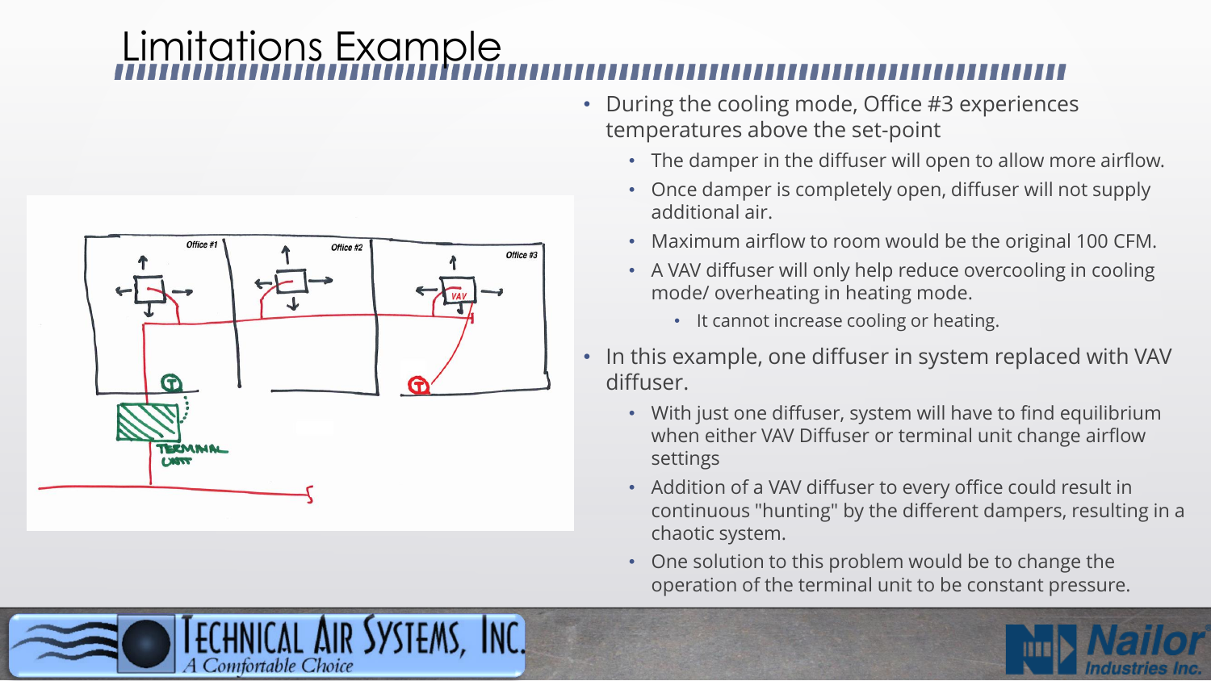# Limitations Example

- During the cooling mode, Office #3 experiences temperatures above the set-point
  - The damper in the diffuser will open to allow more airflow.
  - Once damper is completely open, diffuser will not supply additional air.
  - Maximum airflow to room would be the original 100 CFM.
  - A VAV diffuser will only help reduce overcooling in cooling mode/ overheating in heating mode.
    - It cannot increase cooling or heating.
- In this example, one diffuser in system replaced with VAV diffuser.
  - With just one diffuser, system will have to find equilibrium when either VAV Diffuser or terminal unit change airflow settings
  - Addition of a VAV diffuser to every office could result in continuous "hunting" by the different dampers, resulting in a chaotic system.
  - One solution to this problem would be to change the operation of the terminal unit to be constant pressure.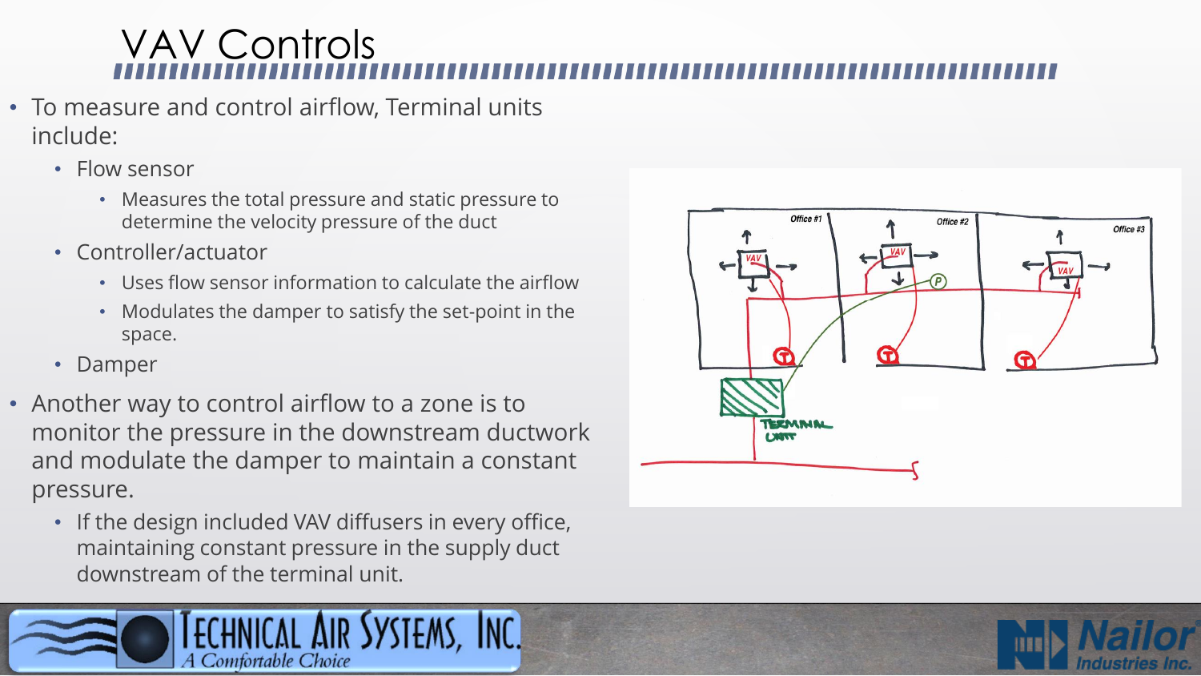# VAV Controls

- To measure and control airflow, Terminal units include:
  - Flow sensor
    - Measures the total pressure and static pressure to determine the velocity pressure of the duct
  - Controller/actuator
    - Uses flow sensor information to calculate the airflow
    - Modulates the damper to satisfy the set-point in the space.
  - Damper
- Another way to control airflow to a zone is to monitor the pressure in the downstream ductwork and modulate the damper to maintain a constant pressure.
  - If the design included VAV diffusers in every office, maintaining constant pressure in the supply duct downstream of the terminal unit.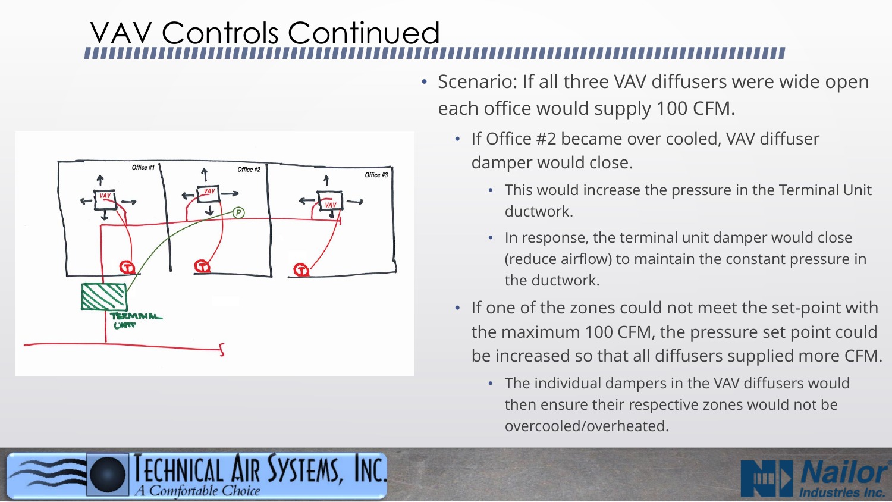# VAV Controls Continued

- Scenario: If all three VAV diffusers were wide open each office would supply 100 CFM.
  - If Office #2 became over cooled, VAV diffuser damper would close.
    - This would increase the pressure in the Terminal Unit ductwork.
    - In response, the terminal unit damper would close (reduce airflow) to maintain the constant pressure in the ductwork.
  - If one of the zones could not meet the set-point with the maximum 100 CFM, the pressure set point could be increased so that all diffusers supplied more CFM.
    - The individual dampers in the VAV diffusers would then ensure their respective zones would not be overcooled/overheated.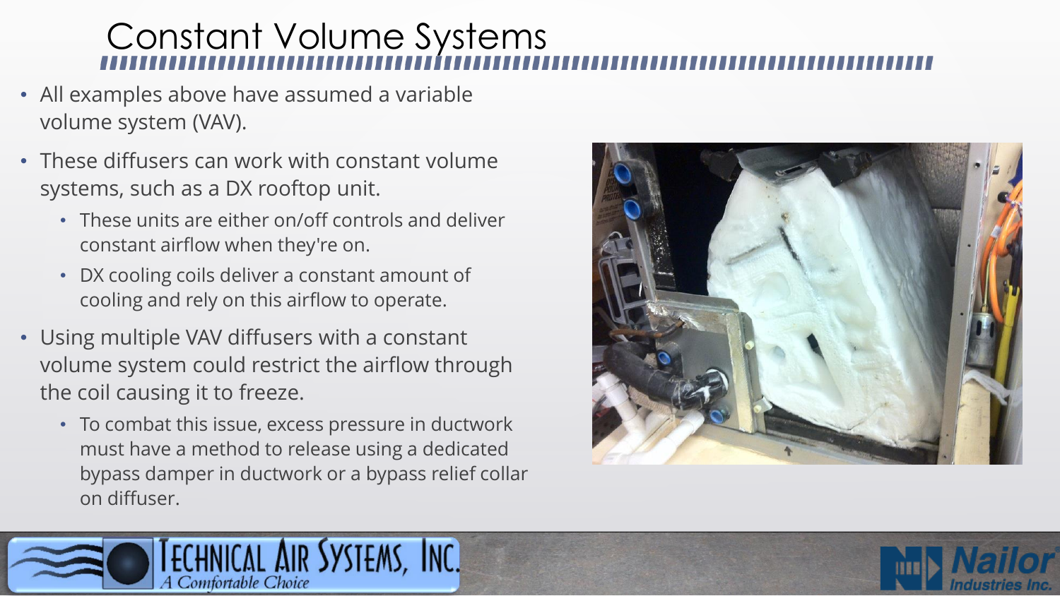# Constant Volume Systems

- All examples above have assumed a variable volume system (VAV).
- These diffusers can work with constant volume systems, such as a DX rooftop unit.
  - These units are either on/off controls and deliver constant airflow when they're on.
  - DX cooling coils deliver a constant amount of cooling and rely on this airflow to operate.
- Using multiple VAV diffusers with a constant volume system could restrict the airflow through the coil causing it to freeze.
  - To combat this issue, excess pressure in ductwork must have a method to release using a dedicated bypass damper in ductwork or a bypass relief collar on diffuser.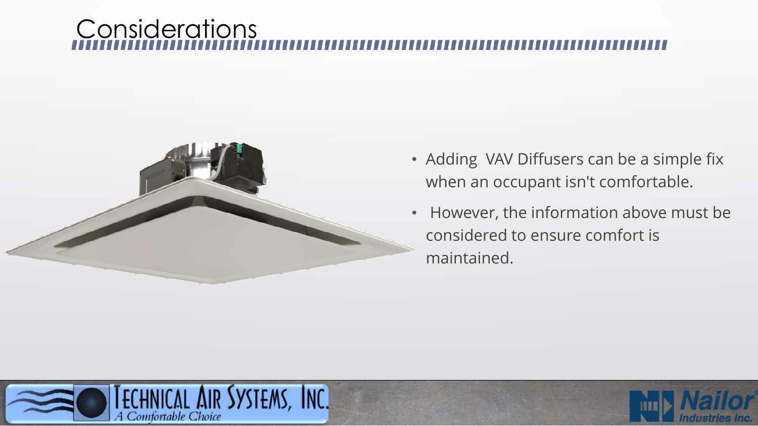# Considerations

- Adding VAV Diffusers can be a simple fix when an occupant isn't comfortable.
- However, the information above must be considered to ensure comfort is maintained.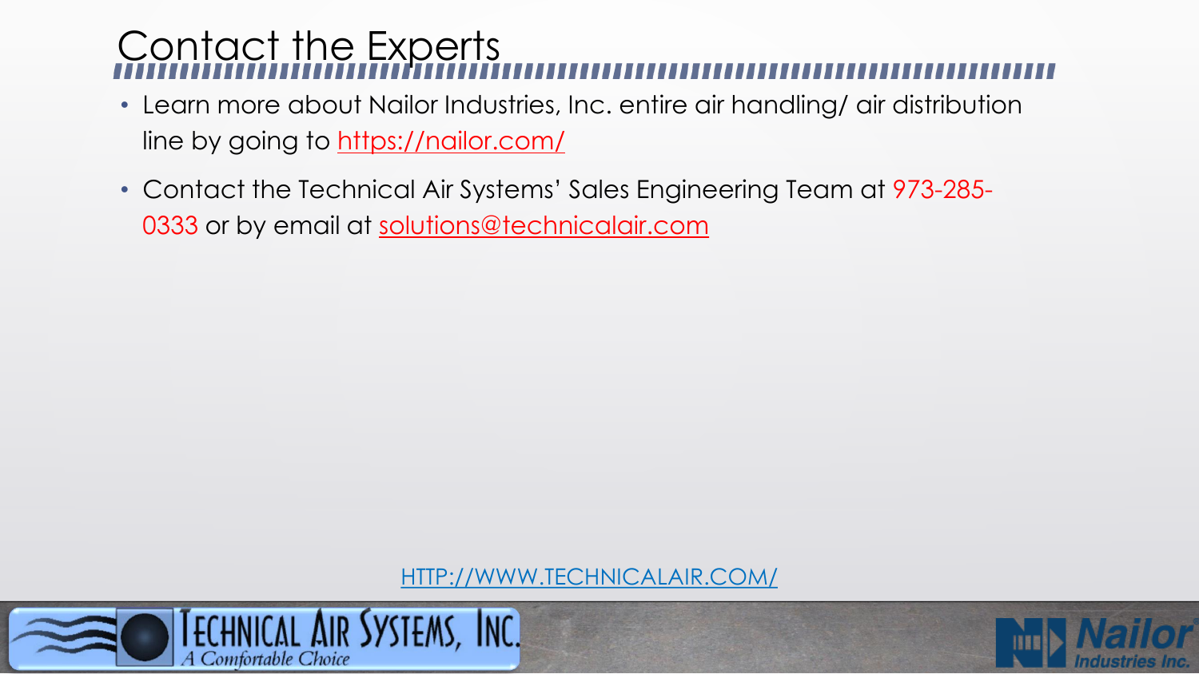# Contact the Experts

- Learn more about Nailor Industries, Inc. entire air handling/ air distribution line by going to https://nailor.com/
- Contact the Technical Air Systems' Sales Engineering Team at 973-285-0333 or by email at solutions@technicalair.com

HTTP://WWW.TECHNICALAIR.COM/